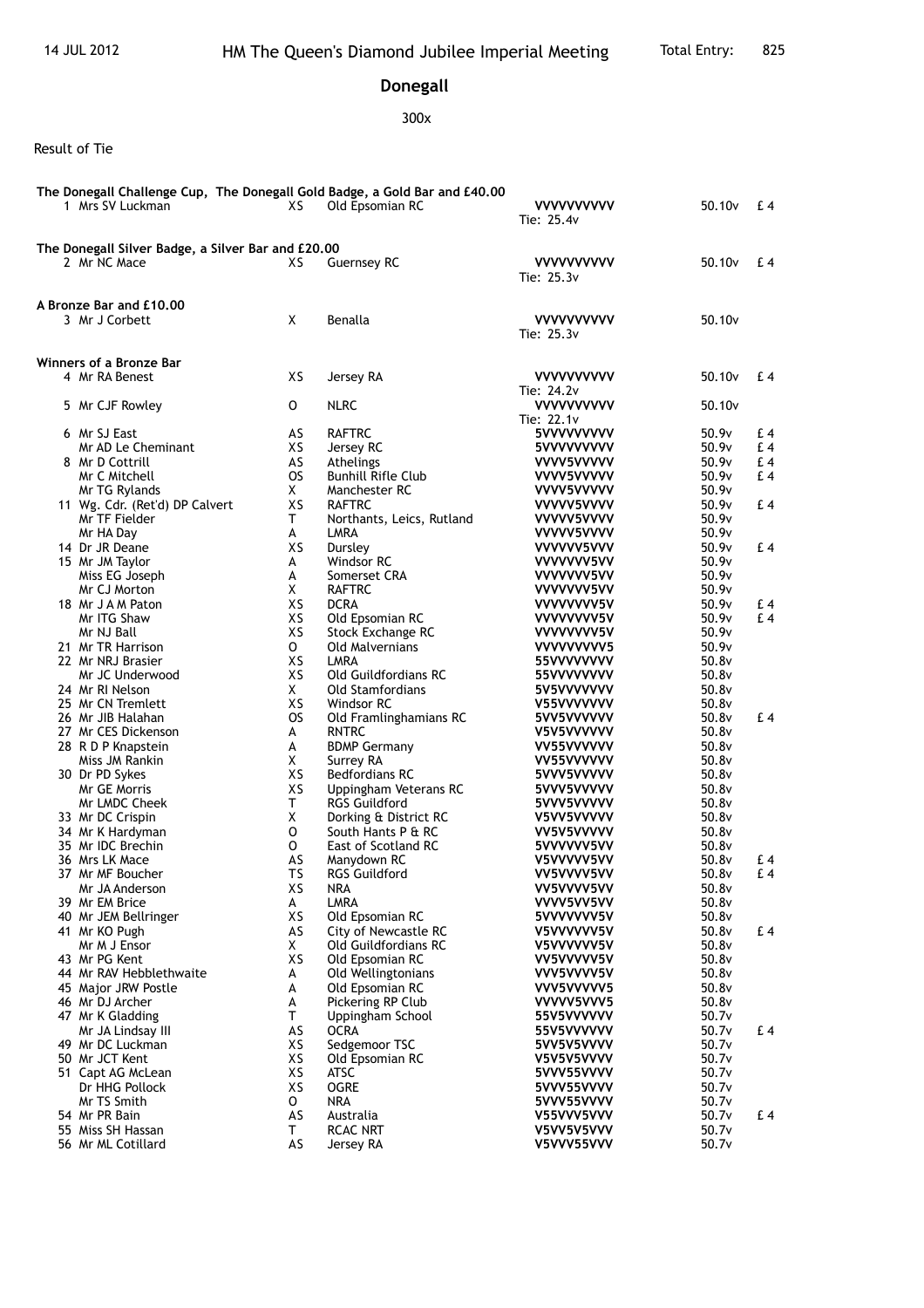14 JUL 2012

# HM The Queen's Diamond Jubilee Imperial Meeting

Total Entry: 825

## Donegall

300x

Result of Tie

**The Donegall Challenge Cup, The Donegall Gold Badge, a Gold Bar and £40.00**

| Pos | Name | Class | Club | Scores | Total | Prize |
|---|---|---|---|---|---|---|
| 1 | Mrs SV Luckman | XS | Old Epsomian RC | VVVVVVVVVV<br>Tie: 25.4v | 50.10v | £ 4 |

**The Donegall Silver Badge, a Silver Bar and £20.00**

| Pos | Name | Class | Club | Scores | Total | Prize |
|---|---|---|---|---|---|---|
| 2 | Mr NC Mace | XS | Guernsey RC | VVVVVVVVVV<br>Tie: 25.3v | 50.10v | £ 4 |

**A Bronze Bar and £10.00**

| Pos | Name | Class | Club | Scores | Total | Prize |
|---|---|---|---|---|---|---|
| 3 | Mr J Corbett | X | Benalla | VVVVVVVVVV<br>Tie: 25.3v | 50.10v | |

**Winners of a Bronze Bar**

| Pos | Name | Class | Club | Scores | Total | Prize |
|---|---|---|---|---|---|---|
| 4 | Mr RA Benest | XS | Jersey RA | VVVVVVVVVV<br>Tie: 24.2v | 50.10v | £ 4 |
| 5 | Mr CJF Rowley | O | NLRC | VVVVVVVVVV<br>Tie: 22.1v | 50.10v | |
| 6 | Mr SJ East | AS | RAFTRC | 5VVVVVVVVV | 50.9v | £ 4 |
| | Mr AD Le Cheminant | XS | Jersey RC | 5VVVVVVVVV | 50.9v | £ 4 |
| 8 | Mr D Cottrill | AS | Athelings | VVVV5VVVVV | 50.9v | £ 4 |
| | Mr C Mitchell | OS | Bunhill Rifle Club | VVVV5VVVVV | 50.9v | £ 4 |
| | Mr TG Rylands | X | Manchester RC | VVVV5VVVVV | 50.9v | |
| 11 | Wg. Cdr. (Ret'd) DP Calvert | XS | RAFTRC | VVVVV5VVVV | 50.9v | £ 4 |
| | Mr TF Fielder | T | Northants, Leics, Rutland | VVVVV5VVVV | 50.9v | |
| | Mr HA Day | A | LMRA | VVVVV5VVVV | 50.9v | |
| 14 | Dr JR Deane | XS | Dursley | VVVVVV5VVV | 50.9v | £ 4 |
| 15 | Mr JM Taylor | A | Windsor RC | VVVVVVV5VV | 50.9v | |
| | Miss EG Joseph | A | Somerset CRA | VVVVVVV5VV | 50.9v | |
| | Mr CJ Morton | X | RAFTRC | VVVVVVV5VV | 50.9v | |
| 18 | Mr J A M Paton | XS | DCRA | VVVVVVVV5V | 50.9v | £ 4 |
| | Mr ITG Shaw | XS | Old Epsomian RC | VVVVVVVV5V | 50.9v | £ 4 |
| | Mr NJ Ball | XS | Stock Exchange RC | VVVVVVVV5V | 50.9v | |
| 21 | Mr TR Harrison | O | Old Malvernians | VVVVVVVVV5 | 50.9v | |
| 22 | Mr NRJ Brasier | XS | LMRA | 55VVVVVVVV | 50.8v | |
| | Mr JC Underwood | XS | Old Guildfordians RC | 55VVVVVVVV | 50.8v | |
| 24 | Mr RI Nelson | X | Old Stamfordians | 5V5VVVVVVV | 50.8v | |
| 25 | Mr CN Tremlett | XS | Windsor RC | V55VVVVVVV | 50.8v | |
| 26 | Mr JIB Halahan | OS | Old Framlinghamians RC | 5VV5VVVVVV | 50.8v | £ 4 |
| 27 | Mr CES Dickenson | A | RNTRC | V5V5VVVVVV | 50.8v | |
| 28 | R D P Knapstein | A | BDMP Germany | VV55VVVVVV | 50.8v | |
| | Miss JM Rankin | X | Surrey RA | VV55VVVVVV | 50.8v | |
| 30 | Dr PD Sykes | XS | Bedfordians RC | 5VVV5VVVVV | 50.8v | |
| | Mr GE Morris | XS | Uppingham Veterans RC | 5VVV5VVVVV | 50.8v | |
| | Mr LMDC Cheek | T | RGS Guildford | 5VVV5VVVVV | 50.8v | |
| 33 | Mr DC Crispin | X | Dorking & District RC | V5VV5VVVVV | 50.8v | |
| 34 | Mr K Hardyman | O | South Hants P & RC | VV5V5VVVVV | 50.8v | |
| 35 | Mr IDC Brechin | O | East of Scotland RC | 5VVVVVV5VV | 50.8v | |
| 36 | Mrs LK Mace | AS | Manydown RC | V5VVVVV5VV | 50.8v | £ 4 |
| 37 | Mr MF Boucher | TS | RGS Guildford | VV5VVVV5VV | 50.8v | £ 4 |
| | Mr JA Anderson | XS | NRA | VV5VVVV5VV | 50.8v | |
| 39 | Mr EM Brice | A | LMRA | VVVV5VV5VV | 50.8v | |
| 40 | Mr JEM Bellringer | XS | Old Epsomian RC | 5VVVVVVV5V | 50.8v | |
| 41 | Mr KO Pugh | AS | City of Newcastle RC | V5VVVVVV5V | 50.8v | £ 4 |
| | Mr M J Ensor | X | Old Guildfordians RC | V5VVVVVV5V | 50.8v | |
| 43 | Mr PG Kent | XS | Old Epsomian RC | VV5VVVVV5V | 50.8v | |
| 44 | Mr RAV Hebblethwaite | A | Old Wellingtonians | VVV5VVVV5V | 50.8v | |
| 45 | Major JRW Postle | A | Old Epsomian RC | VVV5VVVVV5 | 50.8v | |
| 46 | Mr DJ Archer | A | Pickering RP Club | VVVVV5VVV5 | 50.8v | |
| 47 | Mr K Gladding | T | Uppingham School | 55V5VVVVVV | 50.7v | |
| | Mr JA Lindsay III | AS | OCRA | 55V5VVVVVV | 50.7v | £ 4 |
| 49 | Mr DC Luckman | XS | Sedgemoor TSC | 5VV5V5VVVV | 50.7v | |
| 50 | Mr JCT Kent | XS | Old Epsomian RC | V5V5V5VVVV | 50.7v | |
| 51 | Capt AG McLean | XS | ATSC | 5VVV55VVVV | 50.7v | |
| | Dr HHG Pollock | XS | OGRE | 5VVV55VVVV | 50.7v | |
| | Mr TS Smith | O | NRA | 5VVV55VVVV | 50.7v | |
| 54 | Mr PR Bain | AS | Australia | V55VVV5VVV | 50.7v | £ 4 |
| 55 | Miss SH Hassan | T | RCAC NRT | V5VV5V5VVV | 50.7v | |
| 56 | Mr ML Cotillard | AS | Jersey RA | V5VVV55VVV | 50.7v | |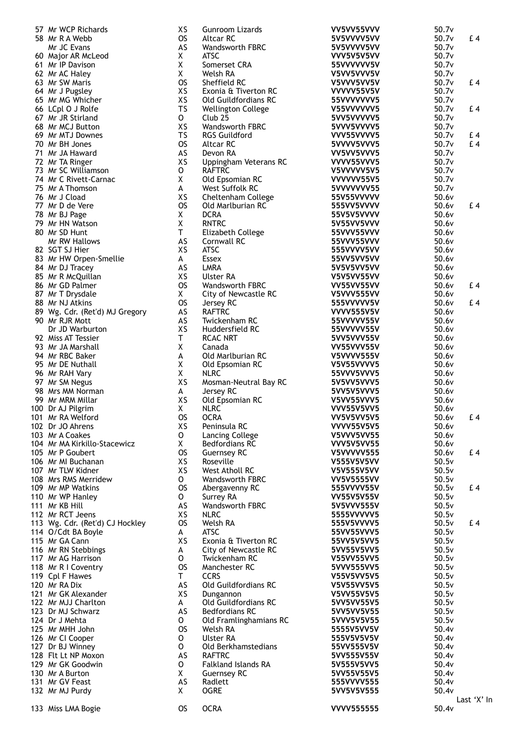| Pos | Name | Class | Club | Scores | Total | Prize |
|---|---|---|---|---|---|---|
| 57 | Mr WCP Richards | XS | Gunroom Lizards | VV5VV55VVV | 50.7v | |
| 58 | Mr R A Webb | OS | Altcar RC | 5V5VVVV5VV | 50.7v | £ 4 |
| | Mr JC Evans | AS | Wandsworth FBRC | 5V5VVVV5VV | 50.7v | |
| 60 | Major AR McLeod | X | ATSC | VVV5V5V5VV | 50.7v | |
| 61 | Mr IP Davison | X | Somerset CRA | 55VVVVVV5V | 50.7v | |
| 62 | Mr AC Haley | X | Welsh RA | V5VV5VVV5V | 50.7v | |
| 63 | Mr SW Maris | OS | Sheffield RC | V5VVV5VV5V | 50.7v | £ 4 |
| 64 | Mr J Pugsley | XS | Exonia & Tiverton RC | VVVVV55V5V | 50.7v | |
| 65 | Mr MG Whicher | XS | Old Guildfordians RC | 55VVVVVVV5 | 50.7v | |
| 66 | LCpl O J Rolfe | TS | Wellington College | V55VVVVVV5 | 50.7v | £ 4 |
| 67 | Mr JR Stirland | O | Club 25 | 5VV5VVVVV5 | 50.7v | |
| 68 | Mr MCJ Button | XS | Wandsworth FBRC | 5VVV5VVVV5 | 50.7v | |
| 69 | Mr MTJ Downes | TS | RGS Guildford | VVV55VVVV5 | 50.7v | £ 4 |
| 70 | Mr BH Jones | OS | Altcar RC | 5VVVV5VVV5 | 50.7v | £ 4 |
| 71 | Mr JA Haward | AS | Devon RA | VV5VV5VVV5 | 50.7v | |
| 72 | Mr TA Ringer | XS | Uppingham Veterans RC | VVVV55VVV5 | 50.7v | |
| 73 | Mr SC Williamson | O | RAFTRC | V5VVVVV5V5 | 50.7v | |
| 74 | Mr C Rivett-Carnac | X | Old Epsomian RC | VVVVVV55V5 | 50.7v | |
| 75 | Mr A Thomson | A | West Suffolk RC | 5VVVVVVV55 | 50.7v | |
| 76 | Mr J Cload | XS | Cheltenham College | 55V55VVVVV | 50.6v | |
| 77 | Mr D de Vere | OS | Old Marlburian RC | 555VV5VVVV | 50.6v | £ 4 |
| 78 | Mr BJ Page | X | DCRA | 55V5V5VVVV | 50.6v | |
| 79 | Mr HN Watson | X | RNTRC | 5V55VV5VVV | 50.6v | |
| 80 | Mr SD Hunt | T | Elizabeth College | 55VVV55VVV | 50.6v | |
| | Mr RW Hallows | AS | Cornwall RC | 55VVV55VVV | 50.6v | |
| 82 | SGT SJ Hier | XS | ATSC | 555VVVV5VV | 50.6v | |
| 83 | Mr HW Orpen-Smellie | A | Essex | 55VV5VV5VV | 50.6v | |
| 84 | Mr DJ Tracey | AS | LMRA | 5V5V5VV5VV | 50.6v | |
| 85 | Mr R McQuillan | XS | Ulster RA | V5V5VV55VV | 50.6v | |
| 86 | Mr GD Palmer | OS | Wandsworth FBRC | VV55VV55VV | 50.6v | £ 4 |
| 87 | Mr T Drysdale | X | City of Newcastle RC | V5VVV555VV | 50.6v | |
| 88 | Mr NJ Atkins | OS | Jersey RC | 555VVVVV5V | 50.6v | £ 4 |
| 89 | Wg. Cdr. (Ret'd) MJ Gregory | AS | RAFTRC | VVVV555V5V | 50.6v | |
| 90 | Mr RJR Mott | AS | Twickenham RC | 55VVVVV55V | 50.6v | |
| | Dr JD Warburton | XS | Huddersfield RC | 55VVVVV55V | 50.6v | |
| 92 | Miss AT Tessier | T | RCAC NRT | 5VV5VVV55V | 50.6v | |
| 93 | Mr JA Marshall | X | Canada | VV55VVV55V | 50.6v | |
| 94 | Mr RBC Baker | A | Old Marlburian RC | V5VVVV555V | 50.6v | |
| 95 | Mr DE Nuthall | X | Old Epsomian RC | V5V55VVVV5 | 50.6v | |
| 96 | Mr RAH Vary | X | NLRC | 55VVV5VVV5 | 50.6v | |
| 97 | Mr SM Negus | XS | Mosman-Neutral Bay RC | 5V5VV5VVV5 | 50.6v | |
| 98 | Mrs MM Norman | A | Jersey RC | 5VV5V5VVV5 | 50.6v | |
| 99 | Mr MRM Millar | XS | Old Epsomian RC | V5VV55VVV5 | 50.6v | |
| 100 | Dr AJ Pilgrim | X | NLRC | VVV55V5VV5 | 50.6v | |
| 101 | Mr RA Welford | OS | OCRA | VV5V5VV5V5 | 50.6v | £ 4 |
| 102 | Dr JO Ahrens | XS | Peninsula RC | VVVV55V5V5 | 50.6v | |
| 103 | Mr A Coakes | O | Lancing College | V5VVV5VV55 | 50.6v | |
| 104 | Mr MA Kirkillo-Stacewicz | X | Bedfordians RC | VVV5V5VV55 | 50.6v | |
| 105 | Mr P Goubert | OS | Guernsey RC | V5VVVVV555 | 50.6v | £ 4 |
| 106 | Mr MI Buchanan | XS | Roseville | V555V5V5VV | 50.5v | |
| 107 | Mr TLW Kidner | XS | West Atholl RC | V5V555V5VV | 50.5v | |
| 108 | Mrs RMS Merridew | O | Wandsworth FBRC | VV5V5555VV | 50.5v | |
| 109 | Mr MP Watkins | OS | Abergavenny RC | 555VVVV55V | 50.5v | £ 4 |
| 110 | Mr WP Hanley | O | Surrey RA | VV55V5V55V | 50.5v | |
| 111 | Mr KB Hill | AS | Wandsworth FBRC | 5V5VVV555V | 50.5v | |
| 112 | Mr RCT Jeens | XS | NLRC | 5555VVVVV5 | 50.5v | |
| 113 | Wg. Cdr. (Ret'd) CJ Hockley | OS | Welsh RA | 555V5VVVV5 | 50.5v | £ 4 |
| 114 | O/Cdt BA Boyle | A | ATSC | 55VV55VVV5 | 50.5v | |
| 115 | Mr GA Cann | XS | Exonia & Tiverton RC | 55VV5V5VV5 | 50.5v | |
| 116 | Mr RN Stebbings | A | City of Newcastle RC | 5VV55V5VV5 | 50.5v | |
| 117 | Mr AG Harrison | O | Twickenham RC | V55VV55VV5 | 50.5v | |
| 118 | Mr R I Coventry | OS | Manchester RC | 5VVV555VV5 | 50.5v | |
| 119 | Cpl F Hawes | T | CCRS | V55V5VV5V5 | 50.5v | |
| 120 | Mr RA Dix | AS | Old Guildfordians RC | V5V55VV5V5 | 50.5v | |
| 121 | Mr GK Alexander | XS | Dungannon | V5VV55V5V5 | 50.5v | |
| 122 | Mr MJJ Charlton | A | Old Guildfordians RC | 5VV5VV55V5 | 50.5v | |
| 123 | Dr MJ Schwarz | AS | Bedfordians RC | 5VV5VV5V55 | 50.5v | |
| 124 | Dr J Mehta | O | Old Framlinghamians RC | 5VVV5V5V55 | 50.5v | |
| 125 | Mr MHH John | OS | Welsh RA | 5555V5VV5V | 50.4v | |
| 126 | Mr CI Cooper | O | Ulster RA | 555V5V5V5V | 50.4v | |
| 127 | Dr BJ Winney | O | Old Berkhamstedians | 55VV555V5V | 50.4v | |
| 128 | Flt Lt NP Moxon | AS | RAFTRC | 5VV555V55V | 50.4v | |
| 129 | Mr GK Goodwin | O | Falkland Islands RA | 5V555V5VV5 | 50.4v | |
| 130 | Mr A Burton | X | Guernsey RC | 5VV55V55V5 | 50.4v | |
| 131 | Mr GV Feast | AS | Radlett | 555VVVV555 | 50.4v | |
| 132 | Mr MJ Purdy | X | OGRE | 5VV5V5V555 | 50.4v | |
| | | | | | | Last 'X' In |
| 133 | Miss LMA Bogie | OS | OCRA | VVVV555555 | 50.4v | |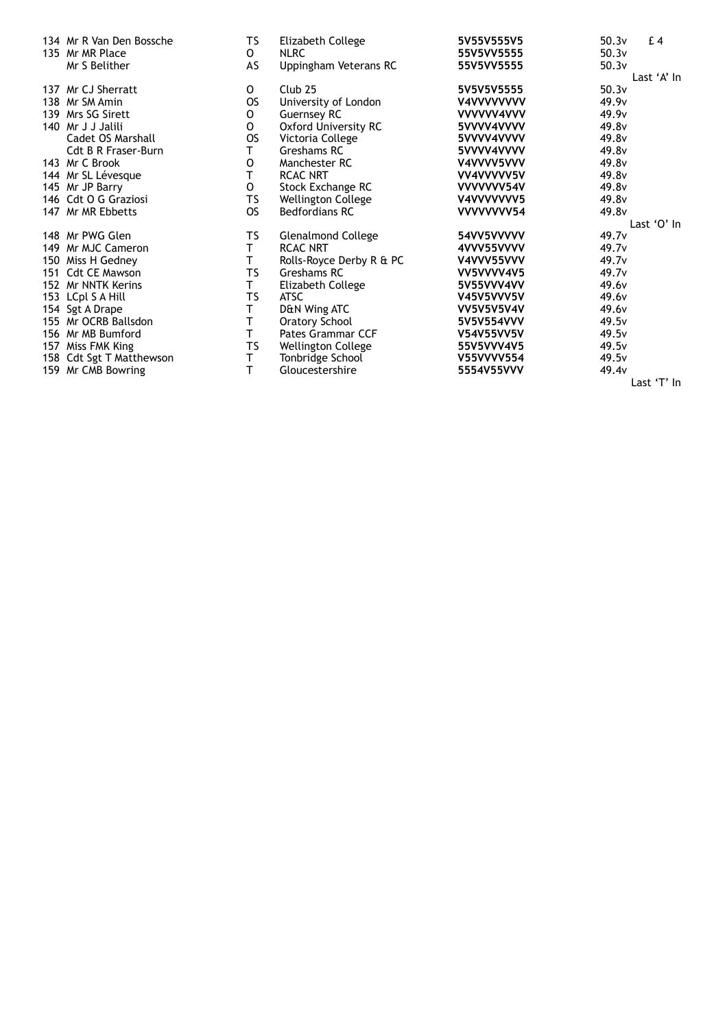| | | | | | | |
|---|---|---|---|---|---|---|
| 134 | Mr R Van Den Bossche | TS | Elizabeth College | **5V55V555V5** | 50.3v | £ 4 |
| 135 | Mr MR Place | O | NLRC | **55V5VV5555** | 50.3v | |
| | Mr S Belither | AS | Uppingham Veterans RC | **55V5VV5555** | 50.3v | |
| | | | | | | Last 'A' In |
| 137 | Mr CJ Sherratt | O | Club 25 | **5V5V5V5555** | 50.3v | |
| 138 | Mr SM Amin | OS | University of London | **V4VVVVVVVV** | 49.9v | |
| 139 | Mrs SG Sirett | O | Guernsey RC | **VVVVVV4VVV** | 49.9v | |
| 140 | Mr J J Jalili | O | Oxford University RC | **5VVVV4VVVV** | 49.8v | |
| | Cadet OS Marshall | OS | Victoria College | **5VVVV4VVVV** | 49.8v | |
| | Cdt B R Fraser-Burn | T | Greshams RC | **5VVVV4VVVV** | 49.8v | |
| 143 | Mr C Brook | O | Manchester RC | **V4VVVV5VVV** | 49.8v | |
| 144 | Mr SL Lévesque | T | RCAC NRT | **VV4VVVVV5V** | 49.8v | |
| 145 | Mr JP Barry | O | Stock Exchange RC | **VVVVVVV54V** | 49.8v | |
| 146 | Cdt O G Graziosi | TS | Wellington College | **V4VVVVVVV5** | 49.8v | |
| 147 | Mr MR Ebbetts | OS | Bedfordians RC | **VVVVVVVV54** | 49.8v | |
| | | | | | | Last 'O' In |
| 148 | Mr PWG Glen | TS | Glenalmond College | **54VV5VVVVV** | 49.7v | |
| 149 | Mr MJC Cameron | T | RCAC NRT | **4VVV55VVVV** | 49.7v | |
| 150 | Miss H Gedney | T | Rolls-Royce Derby R & PC | **V4VVV55VVV** | 49.7v | |
| 151 | Cdt CE Mawson | TS | Greshams RC | **VV5VVVV4V5** | 49.7v | |
| 152 | Mr NNTK Kerins | T | Elizabeth College | **5V55VVV4VV** | 49.6v | |
| 153 | LCpl S A Hill | TS | ATSC | **V45V5VVV5V** | 49.6v | |
| 154 | Sgt A Drape | T | D&N Wing ATC | **VV5V5V5V4V** | 49.6v | |
| 155 | Mr OCRB Ballsdon | T | Oratory School | **5V5V554VVV** | 49.5v | |
| 156 | Mr MB Bumford | T | Pates Grammar CCF | **V54V55VV5V** | 49.5v | |
| 157 | Miss FMK King | TS | Wellington College | **55V5VVV4V5** | 49.5v | |
| 158 | Cdt Sgt T Matthewson | T | Tonbridge School | **V55VVVV554** | 49.5v | |
| 159 | Mr CMB Bowring | T | Gloucestershire | **5554V55VVV** | 49.4v | |
| | | | | | | Last 'T' In |